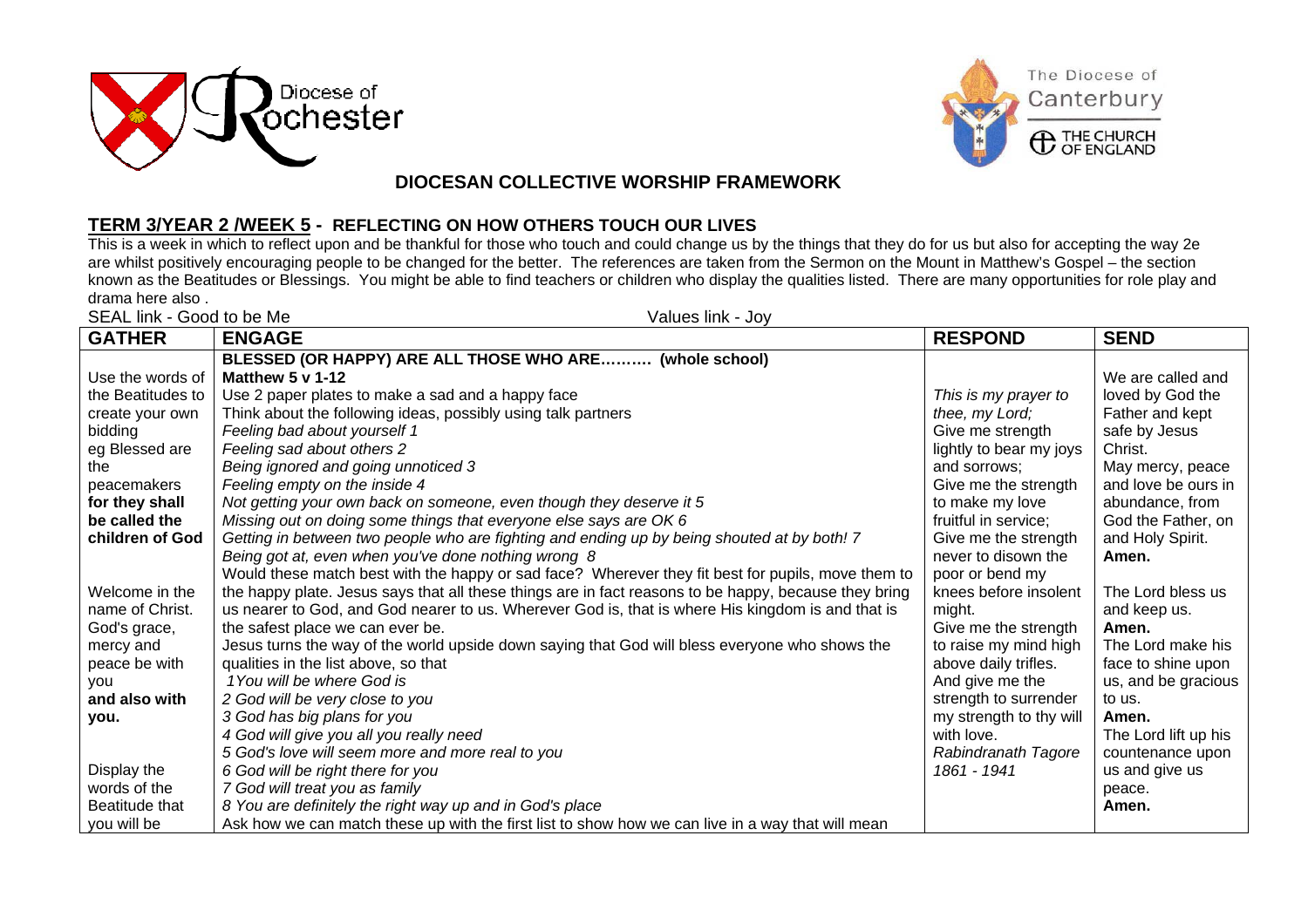Diocese of Rochester

The Diocese of Canterbury
THE CHURCH OF ENGLAND

## DIOCESAN COLLECTIVE WORSHIP FRAMEWORK

### TERM 3/YEAR 2 /WEEK 5 - REFLECTING ON HOW OTHERS TOUCH OUR LIVES

This is a week in which to reflect upon and be thankful for those who touch and could change us by the things that they do for us but also for accepting the way 2e are whilst positively encouraging people to be changed for the better. The references are taken from the Sermon on the Mount in Matthew's Gospel – the section known as the Beatitudes or Blessings. You might be able to find teachers or children who display the qualities listed. There are many opportunities for role play and drama here also .

SEAL link - Good to be Me Values link - Joy

| GATHER | ENGAGE | RESPOND | SEND |
| --- | --- | --- | --- |
| Use the words of the Beatitudes to create your own bidding<br>eg Blessed are the peacemakers **for they shall be called the children of God**<br><br>Welcome in the name of Christ. God's grace, mercy and peace be with you<br>**and also with you.**<br><br>Display the words of the Beatitude that you will be | **BLESSED (OR HAPPY) ARE ALL THOSE WHO ARE………. (whole school)**<br>**Matthew 5 v 1-12**<br>Use 2 paper plates to make a sad and a happy face<br>Think about the following ideas, possibly using talk partners<br>*Feeling bad about yourself 1*<br>*Feeling sad about others 2*<br>*Being ignored and going unnoticed 3*<br>*Feeling empty on the inside 4*<br>*Not getting your own back on someone, even though they deserve it 5*<br>*Missing out on doing some things that everyone else says are OK 6*<br>*Getting in between two people who are fighting and ending up by being shouted at by both! 7*<br>*Being got at, even when you've done nothing wrong 8*<br>Would these match best with the happy or sad face? Wherever they fit best for pupils, move them to the happy plate. Jesus says that all these things are in fact reasons to be happy, because they bring us nearer to God, and God nearer to us. Wherever God is, that is where His kingdom is and that is the safest place we can ever be.<br>Jesus turns the way of the world upside down saying that God will bless everyone who shows the qualities in the list above, so that<br>*1You will be where God is*<br>*2 God will be very close to you*<br>*3 God has big plans for you*<br>*4 God will give you all you really need*<br>*5 God's love will seem more and more real to you*<br>*6 God will be right there for you*<br>*7 God will treat you as family*<br>*8 You are definitely the right way up and in God's place*<br>Ask how we can match these up with the first list to show how we can live in a way that will mean | *This is my prayer to thee, my Lord;*<br>Give me strength lightly to bear my joys and sorrows;<br>Give me the strength to make my love fruitful in service;<br>Give me the strength never to disown the poor or bend my knees before insolent might.<br>Give me the strength to raise my mind high above daily trifles.<br>And give me the strength to surrender my strength to thy will with love.<br>*Rabindranath Tagore 1861 - 1941* | We are called and loved by God the Father and kept safe by Jesus Christ.<br>May mercy, peace and love be ours in abundance, from God the Father, on and Holy Spirit.<br>**Amen.**<br><br>The Lord bless us and keep us.<br>**Amen.**<br>The Lord make his face to shine upon us, and be gracious to us.<br>**Amen.**<br>The Lord lift up his countenance upon us and give us peace.<br>**Amen.** |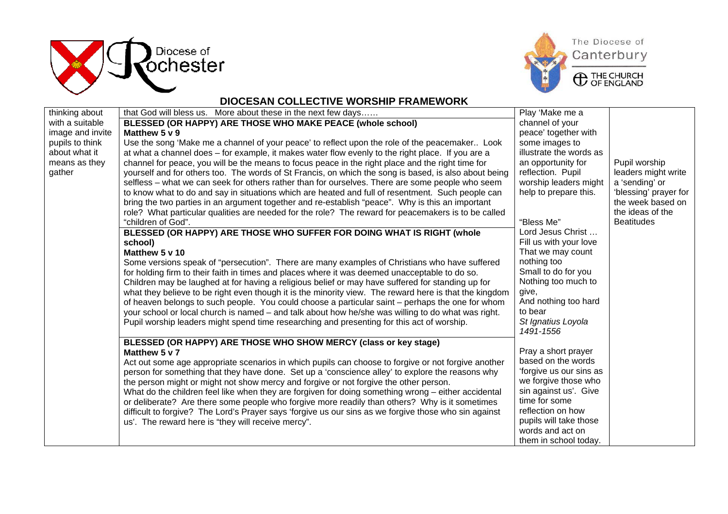## DIOCESAN COLLECTIVE WORSHIP FRAMEWORK

| | | | |
|---|---|---|---|
| thinking about with a suitable image and invite pupils to think about what it means as they gather | that God will bless us. More about these in the next few days……<br><br>**BLESSED (OR HAPPY) ARE THOSE WHO MAKE PEACE (whole school)**<br>**Matthew 5 v 9**<br>Use the song 'Make me a channel of your peace' to reflect upon the role of the peacemaker.. Look at what a channel does – for example, it makes water flow evenly to the right place. If you are a channel for peace, you will be the means to focus peace in the right place and the right time for yourself and for others too. The words of St Francis, on which the song is based, is also about being selfless – what we can seek for others rather than for ourselves. There are some people who seem to know what to do and say in situations which are heated and full of resentment. Such people can bring the two parties in an argument together and re-establish "peace". Why is this an important role? What particular qualities are needed for the role? The reward for peacemakers is to be called "children of God".<br><br>**BLESSED (OR HAPPY) ARE THOSE WHO SUFFER FOR DOING WHAT IS RIGHT (whole school)**<br>**Matthew 5 v 10**<br>Some versions speak of "persecution". There are many examples of Christians who have suffered for holding firm to their faith in times and places where it was deemed unacceptable to do so. Children may be laughed at for having a religious belief or may have suffered for standing up for what they believe to be right even though it is the minority view. The reward here is that the kingdom of heaven belongs to such people. You could choose a particular saint – perhaps the one for whom your school or local church is named – and talk about how he/she was willing to do what was right. Pupil worship leaders might spend time researching and presenting for this act of worship.<br><br>**BLESSED (OR HAPPY) ARE THOSE WHO SHOW MERCY (class or key stage)**<br>**Matthew 5 v 7**<br>Act out some age appropriate scenarios in which pupils can choose to forgive or not forgive another person for something that they have done. Set up a 'conscience alley' to explore the reasons why the person might or might not show mercy and forgive or not forgive the other person.<br>What do the children feel like when they are forgiven for doing something wrong – either accidental or deliberate? Are there some people who forgive more readily than others? Why is it sometimes difficult to forgive? The Lord's Prayer says 'forgive us our sins as we forgive those who sin against us'. The reward here is "they will receive mercy". | Play 'Make me a channel of your peace' together with some images to illustrate the words as an opportunity for reflection. Pupil worship leaders might help to prepare this.<br><br>"Bless Me"<br>Lord Jesus Christ …<br>Fill us with your love<br>That we may count nothing too<br>Small to do for you<br>Nothing too much to give,<br>And nothing too hard to bear<br>*St Ignatius Loyola 1491-1556*<br><br>Pray a short prayer based on the words 'forgive us our sins as we forgive those who sin against us'. Give time for some reflection on how pupils will take those words and act on them in school today. | Pupil worship leaders might write a 'sending' or 'blessing' prayer for the week based on the ideas of the Beatitudes |